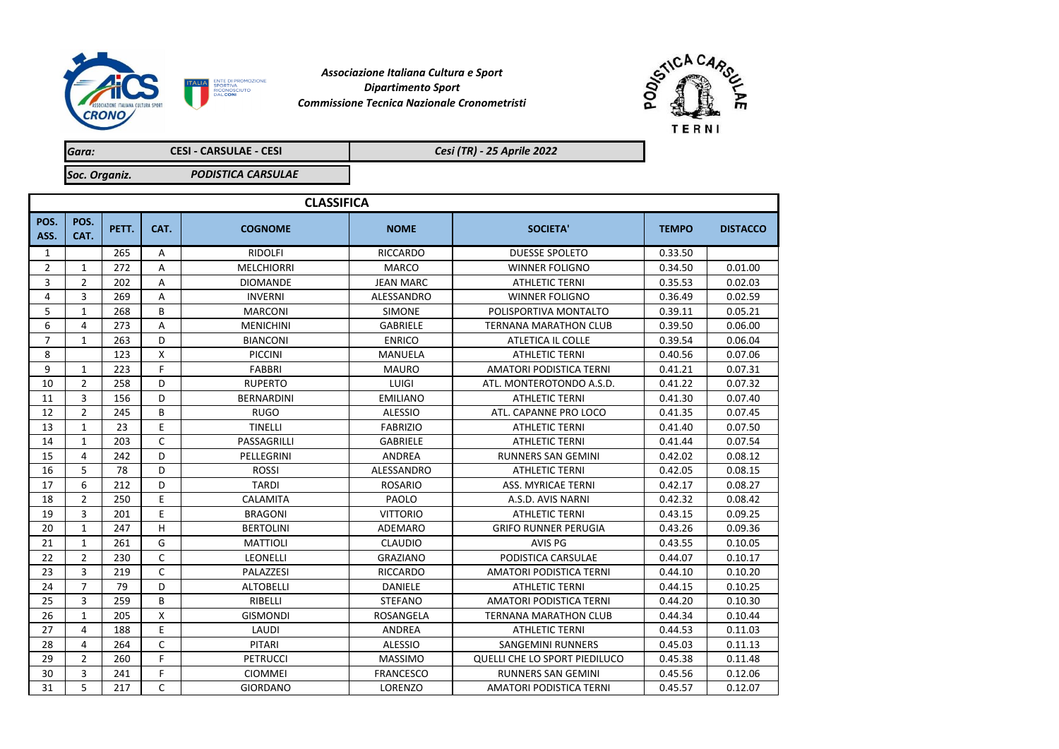*Associazione Italiana Cultura e Sport*
*Dipartimento Sport*
*Commissione Tecnica Nazionale Cronometristi*

| *Gara:* | **CESI - CARSULAE - CESI** | ***Cesi (TR) - 25 Aprile 2022*** |
|---|---|---|
| *Soc. Organiz.* | ***PODISTICA CARSULAE*** | |

**CLASSIFICA**

| POS. ASS. | POS. CAT. | PETT. | CAT. | COGNOME | NOME | SOCIETA' | TEMPO | DISTACCO |
|---|---|---|---|---|---|---|---|---|
| 1 | | 265 | A | RIDOLFI | RICCARDO | DUESSE SPOLETO | 0.33.50 | |
| 2 | 1 | 272 | A | MELCHIORRI | MARCO | WINNER FOLIGNO | 0.34.50 | 0.01.00 |
| 3 | 2 | 202 | A | DIOMANDE | JEAN MARC | ATHLETIC TERNI | 0.35.53 | 0.02.03 |
| 4 | 3 | 269 | A | INVERNI | ALESSANDRO | WINNER FOLIGNO | 0.36.49 | 0.02.59 |
| 5 | 1 | 268 | B | MARCONI | SIMONE | POLISPORTIVA MONTALTO | 0.39.11 | 0.05.21 |
| 6 | 4 | 273 | A | MENICHINI | GABRIELE | TERNANA MARATHON CLUB | 0.39.50 | 0.06.00 |
| 7 | 1 | 263 | D | BIANCONI | ENRICO | ATLETICA IL COLLE | 0.39.54 | 0.06.04 |
| 8 | | 123 | X | PICCINI | MANUELA | ATHLETIC TERNI | 0.40.56 | 0.07.06 |
| 9 | 1 | 223 | F | FABBRI | MAURO | AMATORI PODISTICA TERNI | 0.41.21 | 0.07.31 |
| 10 | 2 | 258 | D | RUPERTO | LUIGI | ATL. MONTEROTONDO A.S.D. | 0.41.22 | 0.07.32 |
| 11 | 3 | 156 | D | BERNARDINI | EMILIANO | ATHLETIC TERNI | 0.41.30 | 0.07.40 |
| 12 | 2 | 245 | B | RUGO | ALESSIO | ATL. CAPANNE PRO LOCO | 0.41.35 | 0.07.45 |
| 13 | 1 | 23 | E | TINELLI | FABRIZIO | ATHLETIC TERNI | 0.41.40 | 0.07.50 |
| 14 | 1 | 203 | C | PASSAGRILLI | GABRIELE | ATHLETIC TERNI | 0.41.44 | 0.07.54 |
| 15 | 4 | 242 | D | PELLEGRINI | ANDREA | RUNNERS SAN GEMINI | 0.42.02 | 0.08.12 |
| 16 | 5 | 78 | D | ROSSI | ALESSANDRO | ATHLETIC TERNI | 0.42.05 | 0.08.15 |
| 17 | 6 | 212 | D | TARDI | ROSARIO | ASS. MYRICAE TERNI | 0.42.17 | 0.08.27 |
| 18 | 2 | 250 | E | CALAMITA | PAOLO | A.S.D. AVIS NARNI | 0.42.32 | 0.08.42 |
| 19 | 3 | 201 | E | BRAGONI | VITTORIO | ATHLETIC TERNI | 0.43.15 | 0.09.25 |
| 20 | 1 | 247 | H | BERTOLINI | ADEMARO | GRIFO RUNNER PERUGIA | 0.43.26 | 0.09.36 |
| 21 | 1 | 261 | G | MATTIOLI | CLAUDIO | AVIS PG | 0.43.55 | 0.10.05 |
| 22 | 2 | 230 | C | LEONELLI | GRAZIANO | PODISTICA CARSULAE | 0.44.07 | 0.10.17 |
| 23 | 3 | 219 | C | PALAZZESI | RICCARDO | AMATORI PODISTICA TERNI | 0.44.10 | 0.10.20 |
| 24 | 7 | 79 | D | ALTOBELLI | DANIELE | ATHLETIC TERNI | 0.44.15 | 0.10.25 |
| 25 | 3 | 259 | B | RIBELLI | STEFANO | AMATORI PODISTICA TERNI | 0.44.20 | 0.10.30 |
| 26 | 1 | 205 | X | GISMONDI | ROSANGELA | TERNANA MARATHON CLUB | 0.44.34 | 0.10.44 |
| 27 | 4 | 188 | E | LAUDI | ANDREA | ATHLETIC TERNI | 0.44.53 | 0.11.03 |
| 28 | 4 | 264 | C | PITARI | ALESSIO | SANGEMINI RUNNERS | 0.45.03 | 0.11.13 |
| 29 | 2 | 260 | F | PETRUCCI | MASSIMO | QUELLI CHE LO SPORT PIEDILUCO | 0.45.38 | 0.11.48 |
| 30 | 3 | 241 | F | CIOMMEI | FRANCESCO | RUNNERS SAN GEMINI | 0.45.56 | 0.12.06 |
| 31 | 5 | 217 | C | GIORDANO | LORENZO | AMATORI PODISTICA TERNI | 0.45.57 | 0.12.07 |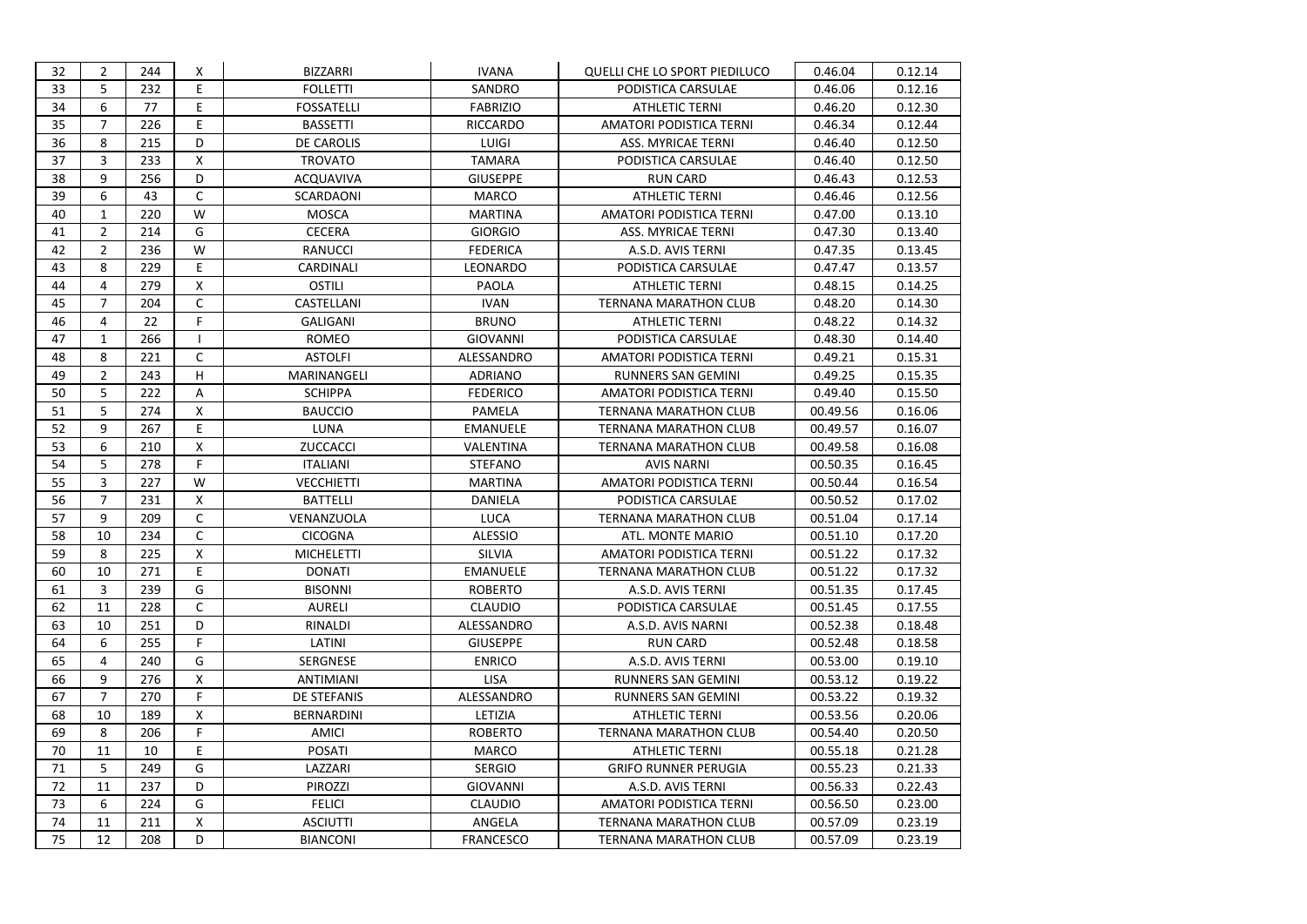| 32 | 2 | 244 | X | BIZZARRI | IVANA | QUELLI CHE LO SPORT PIEDILUCO | 0.46.04 | 0.12.14 |
|---|---|---|---|---|---|---|---|---|
| 33 | 5 | 232 | E | FOLLETTI | SANDRO | PODISTICA CARSULAE | 0.46.06 | 0.12.16 |
| 34 | 6 | 77 | E | FOSSATELLI | FABRIZIO | ATHLETIC TERNI | 0.46.20 | 0.12.30 |
| 35 | 7 | 226 | E | BASSETTI | RICCARDO | AMATORI PODISTICA TERNI | 0.46.34 | 0.12.44 |
| 36 | 8 | 215 | D | DE CAROLIS | LUIGI | ASS. MYRICAE TERNI | 0.46.40 | 0.12.50 |
| 37 | 3 | 233 | X | TROVATO | TAMARA | PODISTICA CARSULAE | 0.46.40 | 0.12.50 |
| 38 | 9 | 256 | D | ACQUAVIVA | GIUSEPPE | RUN CARD | 0.46.43 | 0.12.53 |
| 39 | 6 | 43 | C | SCARDAONI | MARCO | ATHLETIC TERNI | 0.46.46 | 0.12.56 |
| 40 | 1 | 220 | W | MOSCA | MARTINA | AMATORI PODISTICA TERNI | 0.47.00 | 0.13.10 |
| 41 | 2 | 214 | G | CECERA | GIORGIO | ASS. MYRICAE TERNI | 0.47.30 | 0.13.40 |
| 42 | 2 | 236 | W | RANUCCI | FEDERICA | A.S.D. AVIS TERNI | 0.47.35 | 0.13.45 |
| 43 | 8 | 229 | E | CARDINALI | LEONARDO | PODISTICA CARSULAE | 0.47.47 | 0.13.57 |
| 44 | 4 | 279 | X | OSTILI | PAOLA | ATHLETIC TERNI | 0.48.15 | 0.14.25 |
| 45 | 7 | 204 | C | CASTELLANI | IVAN | TERNANA MARATHON CLUB | 0.48.20 | 0.14.30 |
| 46 | 4 | 22 | F | GALIGANI | BRUNO | ATHLETIC TERNI | 0.48.22 | 0.14.32 |
| 47 | 1 | 266 | I | ROMEO | GIOVANNI | PODISTICA CARSULAE | 0.48.30 | 0.14.40 |
| 48 | 8 | 221 | C | ASTOLFI | ALESSANDRO | AMATORI PODISTICA TERNI | 0.49.21 | 0.15.31 |
| 49 | 2 | 243 | H | MARINANGELI | ADRIANO | RUNNERS SAN GEMINI | 0.49.25 | 0.15.35 |
| 50 | 5 | 222 | A | SCHIPPA | FEDERICO | AMATORI PODISTICA TERNI | 0.49.40 | 0.15.50 |
| 51 | 5 | 274 | X | BAUCCIO | PAMELA | TERNANA MARATHON CLUB | 00.49.56 | 0.16.06 |
| 52 | 9 | 267 | E | LUNA | EMANUELE | TERNANA MARATHON CLUB | 00.49.57 | 0.16.07 |
| 53 | 6 | 210 | X | ZUCCACCI | VALENTINA | TERNANA MARATHON CLUB | 00.49.58 | 0.16.08 |
| 54 | 5 | 278 | F | ITALIANI | STEFANO | AVIS NARNI | 00.50.35 | 0.16.45 |
| 55 | 3 | 227 | W | VECCHIETTI | MARTINA | AMATORI PODISTICA TERNI | 00.50.44 | 0.16.54 |
| 56 | 7 | 231 | X | BATTELLI | DANIELA | PODISTICA CARSULAE | 00.50.52 | 0.17.02 |
| 57 | 9 | 209 | C | VENANZUOLA | LUCA | TERNANA MARATHON CLUB | 00.51.04 | 0.17.14 |
| 58 | 10 | 234 | C | CICOGNA | ALESSIO | ATL. MONTE MARIO | 00.51.10 | 0.17.20 |
| 59 | 8 | 225 | X | MICHELETTI | SILVIA | AMATORI PODISTICA TERNI | 00.51.22 | 0.17.32 |
| 60 | 10 | 271 | E | DONATI | EMANUELE | TERNANA MARATHON CLUB | 00.51.22 | 0.17.32 |
| 61 | 3 | 239 | G | BISONNI | ROBERTO | A.S.D. AVIS TERNI | 00.51.35 | 0.17.45 |
| 62 | 11 | 228 | C | AURELI | CLAUDIO | PODISTICA CARSULAE | 00.51.45 | 0.17.55 |
| 63 | 10 | 251 | D | RINALDI | ALESSANDRO | A.S.D. AVIS NARNI | 00.52.38 | 0.18.48 |
| 64 | 6 | 255 | F | LATINI | GIUSEPPE | RUN CARD | 00.52.48 | 0.18.58 |
| 65 | 4 | 240 | G | SERGNESE | ENRICO | A.S.D. AVIS TERNI | 00.53.00 | 0.19.10 |
| 66 | 9 | 276 | X | ANTIMIANI | LISA | RUNNERS SAN GEMINI | 00.53.12 | 0.19.22 |
| 67 | 7 | 270 | F | DE STEFANIS | ALESSANDRO | RUNNERS SAN GEMINI | 00.53.22 | 0.19.32 |
| 68 | 10 | 189 | X | BERNARDINI | LETIZIA | ATHLETIC TERNI | 00.53.56 | 0.20.06 |
| 69 | 8 | 206 | F | AMICI | ROBERTO | TERNANA MARATHON CLUB | 00.54.40 | 0.20.50 |
| 70 | 11 | 10 | E | POSATI | MARCO | ATHLETIC TERNI | 00.55.18 | 0.21.28 |
| 71 | 5 | 249 | G | LAZZARI | SERGIO | GRIFO RUNNER PERUGIA | 00.55.23 | 0.21.33 |
| 72 | 11 | 237 | D | PIROZZI | GIOVANNI | A.S.D. AVIS TERNI | 00.56.33 | 0.22.43 |
| 73 | 6 | 224 | G | FELICI | CLAUDIO | AMATORI PODISTICA TERNI | 00.56.50 | 0.23.00 |
| 74 | 11 | 211 | X | ASCIUTTI | ANGELA | TERNANA MARATHON CLUB | 00.57.09 | 0.23.19 |
| 75 | 12 | 208 | D | BIANCONI | FRANCESCO | TERNANA MARATHON CLUB | 00.57.09 | 0.23.19 |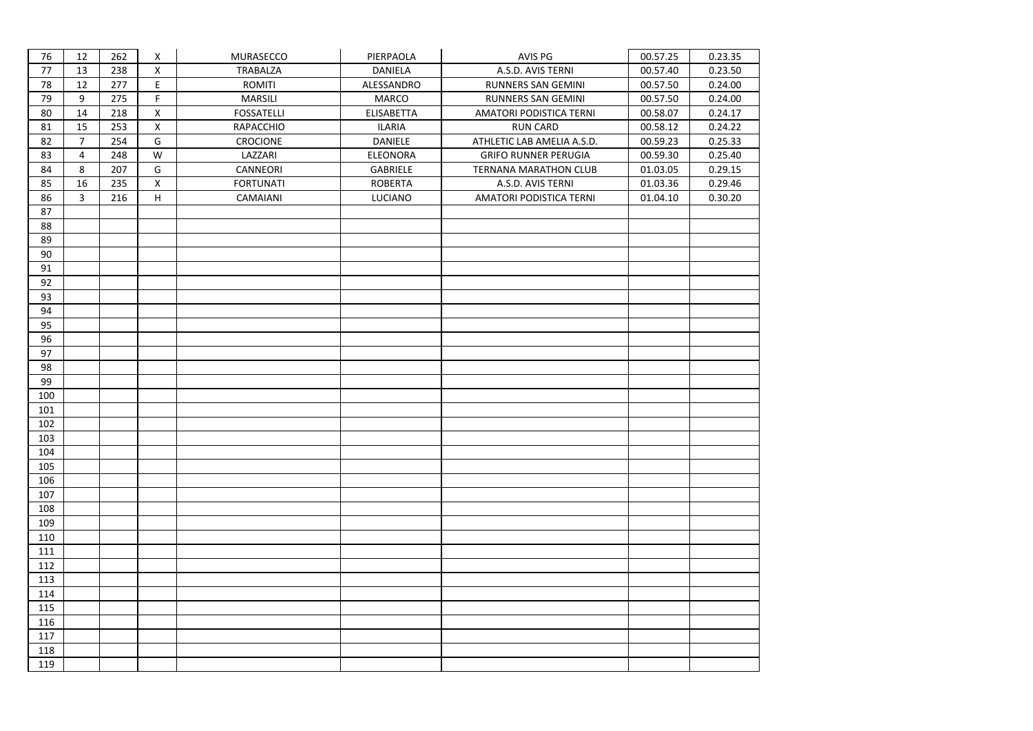| | | | | | | | | |
|---|---|---|---|---|---|---|---|---|
| 76 | 12 | 262 | X | MURASECCO | PIERPAOLA | AVIS PG | 00.57.25 | 0.23.35 |
| 77 | 13 | 238 | X | TRABALZA | DANIELA | A.S.D. AVIS TERNI | 00.57.40 | 0.23.50 |
| 78 | 12 | 277 | E | ROMITI | ALESSANDRO | RUNNERS SAN GEMINI | 00.57.50 | 0.24.00 |
| 79 | 9 | 275 | F | MARSILI | MARCO | RUNNERS SAN GEMINI | 00.57.50 | 0.24.00 |
| 80 | 14 | 218 | X | FOSSATELLI | ELISABETTA | AMATORI PODISTICA TERNI | 00.58.07 | 0.24.17 |
| 81 | 15 | 253 | X | RAPACCHIO | ILARIA | RUN CARD | 00.58.12 | 0.24.22 |
| 82 | 7 | 254 | G | CROCIONE | DANIELE | ATHLETIC LAB AMELIA A.S.D. | 00.59.23 | 0.25.33 |
| 83 | 4 | 248 | W | LAZZARI | ELEONORA | GRIFO RUNNER PERUGIA | 00.59.30 | 0.25.40 |
| 84 | 8 | 207 | G | CANNEORI | GABRIELE | TERNANA MARATHON CLUB | 01.03.05 | 0.29.15 |
| 85 | 16 | 235 | X | FORTUNATI | ROBERTA | A.S.D. AVIS TERNI | 01.03.36 | 0.29.46 |
| 86 | 3 | 216 | H | CAMAIANI | LUCIANO | AMATORI PODISTICA TERNI | 01.04.10 | 0.30.20 |
| 87 | | | | | | | | |
| 88 | | | | | | | | |
| 89 | | | | | | | | |
| 90 | | | | | | | | |
| 91 | | | | | | | | |
| 92 | | | | | | | | |
| 93 | | | | | | | | |
| 94 | | | | | | | | |
| 95 | | | | | | | | |
| 96 | | | | | | | | |
| 97 | | | | | | | | |
| 98 | | | | | | | | |
| 99 | | | | | | | | |
| 100 | | | | | | | | |
| 101 | | | | | | | | |
| 102 | | | | | | | | |
| 103 | | | | | | | | |
| 104 | | | | | | | | |
| 105 | | | | | | | | |
| 106 | | | | | | | | |
| 107 | | | | | | | | |
| 108 | | | | | | | | |
| 109 | | | | | | | | |
| 110 | | | | | | | | |
| 111 | | | | | | | | |
| 112 | | | | | | | | |
| 113 | | | | | | | | |
| 114 | | | | | | | | |
| 115 | | | | | | | | |
| 116 | | | | | | | | |
| 117 | | | | | | | | |
| 118 | | | | | | | | |
| 119 | | | | | | | | |